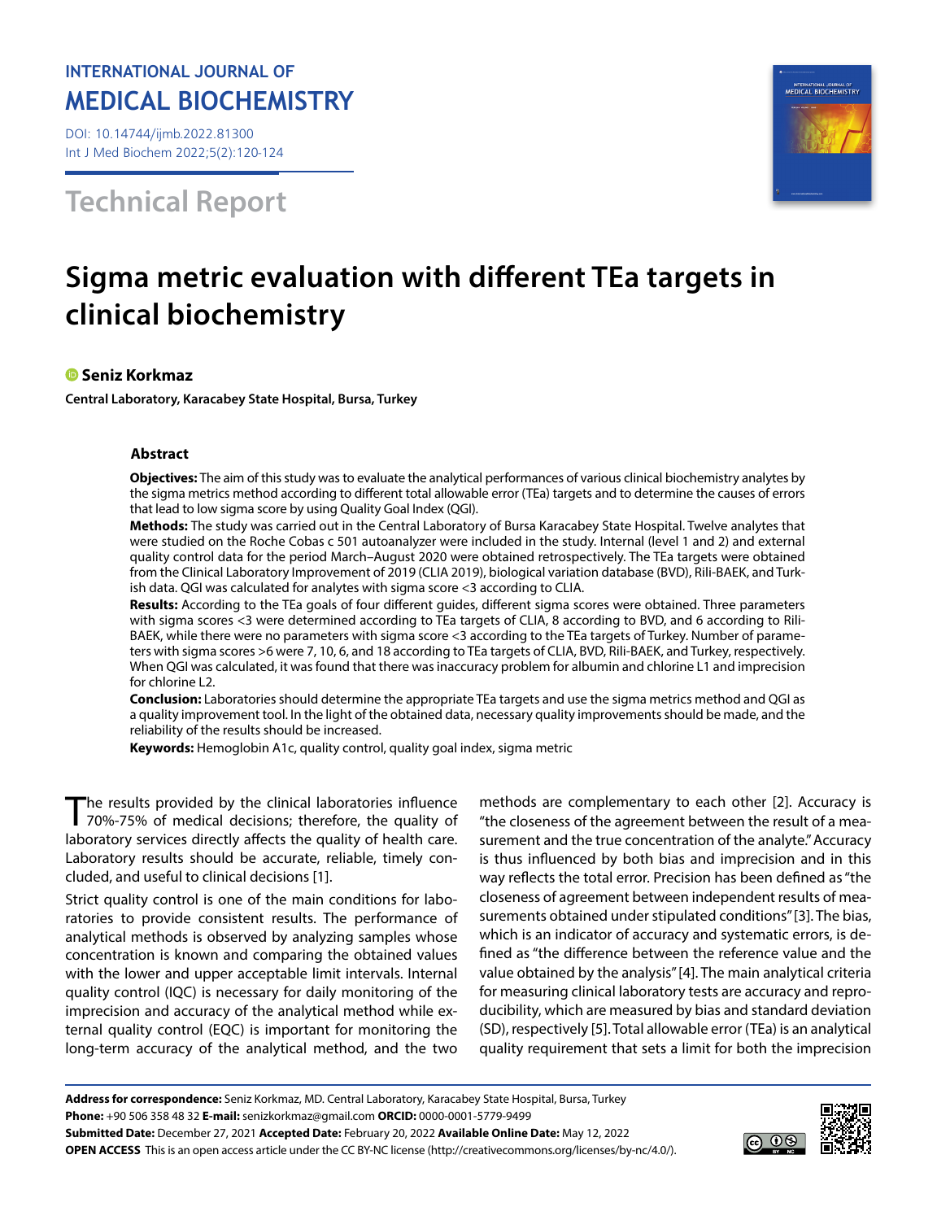INTERNATIONAL JOURNAL OF
MEDICAL BIOCHEMISTRY

DOI: 10.14744/ijmb.2022.81300
Int J Med Biochem 2022;5(2):120-124

## Technical Report

# Sigma metric evaluation with different TEa targets in clinical biochemistry

**Seniz Korkmaz**

**Central Laboratory, Karacabey State Hospital, Bursa, Turkey**

### Abstract

**Objectives:** The aim of this study was to evaluate the analytical performances of various clinical biochemistry analytes by the sigma metrics method according to different total allowable error (TEa) targets and to determine the causes of errors that lead to low sigma score by using Quality Goal Index (QGI).

**Methods:** The study was carried out in the Central Laboratory of Bursa Karacabey State Hospital. Twelve analytes that were studied on the Roche Cobas c 501 autoanalyzer were included in the study. Internal (level 1 and 2) and external quality control data for the period March–August 2020 were obtained retrospectively. The TEa targets were obtained from the Clinical Laboratory Improvement of 2019 (CLIA 2019), biological variation database (BVD), Rili-BAEK, and Turkish data. QGI was calculated for analytes with sigma score <3 according to CLIA.

**Results:** According to the TEa goals of four different guides, different sigma scores were obtained. Three parameters with sigma scores <3 were determined according to TEa targets of CLIA, 8 according to BVD, and 6 according to Rili-BAEK, while there were no parameters with sigma score <3 according to the TEa targets of Turkey. Number of parameters with sigma scores >6 were 7, 10, 6, and 18 according to TEa targets of CLIA, BVD, Rili-BAEK, and Turkey, respectively. When QGI was calculated, it was found that there was inaccuracy problem for albumin and chlorine L1 and imprecision for chlorine L2.

**Conclusion:** Laboratories should determine the appropriate TEa targets and use the sigma metrics method and QGI as a quality improvement tool. In the light of the obtained data, necessary quality improvements should be made, and the reliability of the results should be increased.

**Keywords:** Hemoglobin A1c, quality control, quality goal index, sigma metric

The results provided by the clinical laboratories influence 70%-75% of medical decisions; therefore, the quality of laboratory services directly affects the quality of health care. Laboratory results should be accurate, reliable, timely concluded, and useful to clinical decisions [1].

Strict quality control is one of the main conditions for laboratories to provide consistent results. The performance of analytical methods is observed by analyzing samples whose concentration is known and comparing the obtained values with the lower and upper acceptable limit intervals. Internal quality control (IQC) is necessary for daily monitoring of the imprecision and accuracy of the analytical method while external quality control (EQC) is important for monitoring the long-term accuracy of the analytical method, and the two methods are complementary to each other [2]. Accuracy is "the closeness of the agreement between the result of a measurement and the true concentration of the analyte." Accuracy is thus influenced by both bias and imprecision and in this way reflects the total error. Precision has been defined as "the closeness of agreement between independent results of measurements obtained under stipulated conditions" [3]. The bias, which is an indicator of accuracy and systematic errors, is defined as "the difference between the reference value and the value obtained by the analysis" [4]. The main analytical criteria for measuring clinical laboratory tests are accuracy and reproducibility, which are measured by bias and standard deviation (SD), respectively [5]. Total allowable error (TEa) is an analytical quality requirement that sets a limit for both the imprecision

**Address for correspondence:** Seniz Korkmaz, MD. Central Laboratory, Karacabey State Hospital, Bursa, Turkey
**Phone:** +90 506 358 48 32 **E-mail:** senizkorkmaz@gmail.com **ORCID:** 0000-0001-5779-9499
**Submitted Date:** December 27, 2021 **Accepted Date:** February 20, 2022 **Available Online Date:** May 12, 2022
**OPEN ACCESS** This is an open access article under the CC BY-NC license (http://creativecommons.org/licenses/by-nc/4.0/).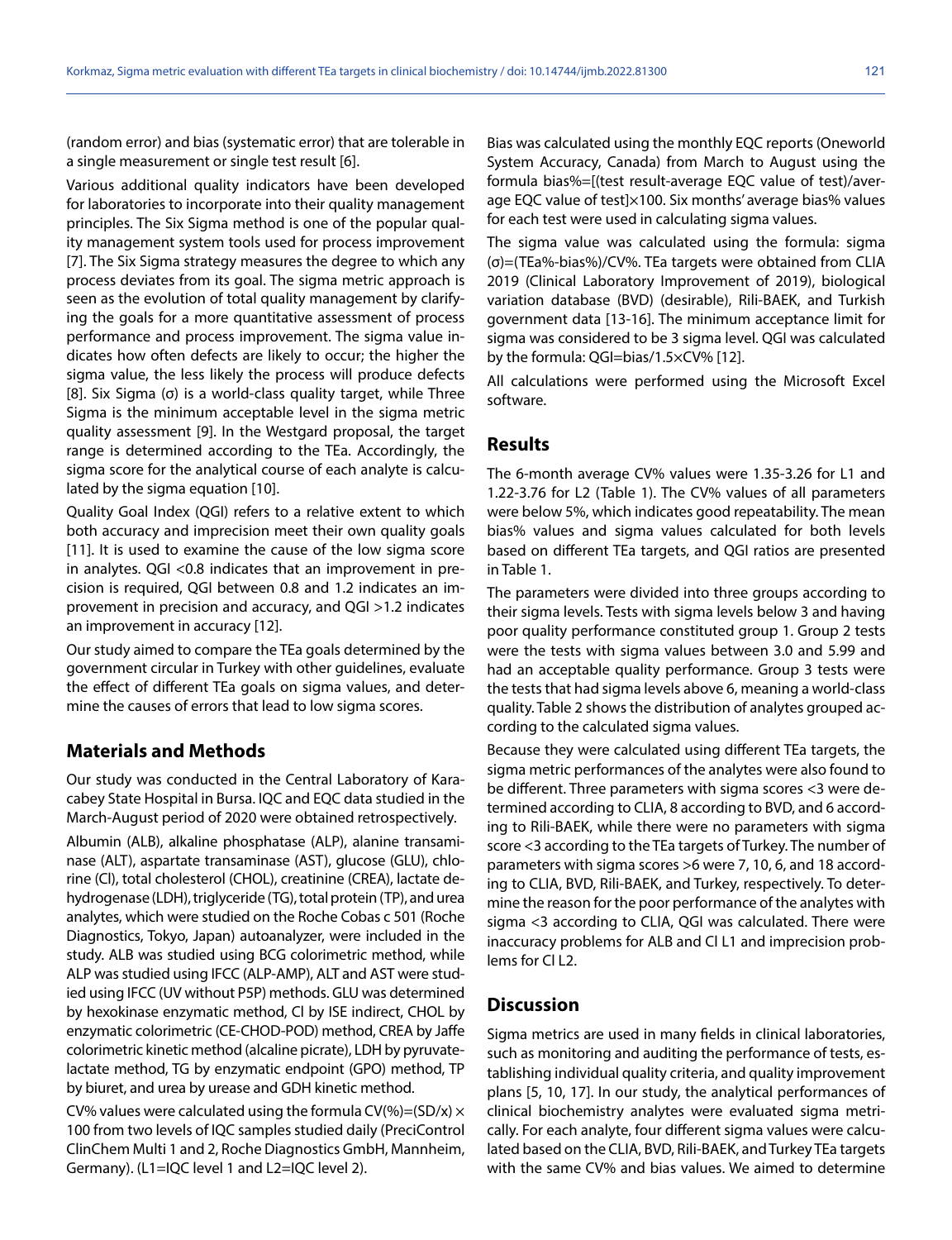(random error) and bias (systematic error) that are tolerable in a single measurement or single test result [6].

Various additional quality indicators have been developed for laboratories to incorporate into their quality management principles. The Six Sigma method is one of the popular quality management system tools used for process improvement [7]. The Six Sigma strategy measures the degree to which any process deviates from its goal. The sigma metric approach is seen as the evolution of total quality management by clarifying the goals for a more quantitative assessment of process performance and process improvement. The sigma value indicates how often defects are likely to occur; the higher the sigma value, the less likely the process will produce defects [8]. Six Sigma (σ) is a world-class quality target, while Three Sigma is the minimum acceptable level in the sigma metric quality assessment [9]. In the Westgard proposal, the target range is determined according to the TEa. Accordingly, the sigma score for the analytical course of each analyte is calculated by the sigma equation [10].

Quality Goal Index (QGI) refers to a relative extent to which both accuracy and imprecision meet their own quality goals [11]. It is used to examine the cause of the low sigma score in analytes. QGI <0.8 indicates that an improvement in precision is required, QGI between 0.8 and 1.2 indicates an improvement in precision and accuracy, and QGI >1.2 indicates an improvement in accuracy [12].

Our study aimed to compare the TEa goals determined by the government circular in Turkey with other guidelines, evaluate the effect of different TEa goals on sigma values, and determine the causes of errors that lead to low sigma scores.

## Materials and Methods

Our study was conducted in the Central Laboratory of Karacabey State Hospital in Bursa. IQC and EQC data studied in the March-August period of 2020 were obtained retrospectively.

Albumin (ALB), alkaline phosphatase (ALP), alanine transaminase (ALT), aspartate transaminase (AST), glucose (GLU), chlorine (Cl), total cholesterol (CHOL), creatinine (CREA), lactate dehydrogenase (LDH), triglyceride (TG), total protein (TP), and urea analytes, which were studied on the Roche Cobas c 501 (Roche Diagnostics, Tokyo, Japan) autoanalyzer, were included in the study. ALB was studied using BCG colorimetric method, while ALP was studied using IFCC (ALP-AMP), ALT and AST were studied using IFCC (UV without P5P) methods. GLU was determined by hexokinase enzymatic method, Cl by ISE indirect, CHOL by enzymatic colorimetric (CE-CHOD-POD) method, CREA by Jaffe colorimetric kinetic method (alcaline picrate), LDH by pyruvate-lactate method, TG by enzymatic endpoint (GPO) method, TP by biuret, and urea by urease and GDH kinetic method.

CV% values were calculated using the formula CV(%)=(SD/x) × 100 from two levels of IQC samples studied daily (PreciControl ClinChem Multi 1 and 2, Roche Diagnostics GmbH, Mannheim, Germany). (L1=IQC level 1 and L2=IQC level 2).

Bias was calculated using the monthly EQC reports (Oneworld System Accuracy, Canada) from March to August using the formula bias%=[(test result-average EQC value of test)/average EQC value of test]×100. Six months' average bias% values for each test were used in calculating sigma values.

The sigma value was calculated using the formula: sigma (σ)=(TEa%-bias%)/CV%. TEa targets were obtained from CLIA 2019 (Clinical Laboratory Improvement of 2019), biological variation database (BVD) (desirable), Rili-BAEK, and Turkish government data [13-16]. The minimum acceptance limit for sigma was considered to be 3 sigma level. QGI was calculated by the formula: QGI=bias/1.5×CV% [12].

All calculations were performed using the Microsoft Excel software.

## Results

The 6-month average CV% values were 1.35-3.26 for L1 and 1.22-3.76 for L2 (Table 1). The CV% values of all parameters were below 5%, which indicates good repeatability. The mean bias% values and sigma values calculated for both levels based on different TEa targets, and QGI ratios are presented in Table 1.

The parameters were divided into three groups according to their sigma levels. Tests with sigma levels below 3 and having poor quality performance constituted group 1. Group 2 tests were the tests with sigma values between 3.0 and 5.99 and had an acceptable quality performance. Group 3 tests were the tests that had sigma levels above 6, meaning a world-class quality. Table 2 shows the distribution of analytes grouped according to the calculated sigma values.

Because they were calculated using different TEa targets, the sigma metric performances of the analytes were also found to be different. Three parameters with sigma scores <3 were determined according to CLIA, 8 according to BVD, and 6 according to Rili-BAEK, while there were no parameters with sigma score <3 according to the TEa targets of Turkey. The number of parameters with sigma scores >6 were 7, 10, 6, and 18 according to CLIA, BVD, Rili-BAEK, and Turkey, respectively. To determine the reason for the poor performance of the analytes with sigma <3 according to CLIA, QGI was calculated. There were inaccuracy problems for ALB and Cl L1 and imprecision problems for Cl L2.

## Discussion

Sigma metrics are used in many fields in clinical laboratories, such as monitoring and auditing the performance of tests, establishing individual quality criteria, and quality improvement plans [5, 10, 17]. In our study, the analytical performances of clinical biochemistry analytes were evaluated sigma metrically. For each analyte, four different sigma values were calculated based on the CLIA, BVD, Rili-BAEK, and Turkey TEa targets with the same CV% and bias values. We aimed to determine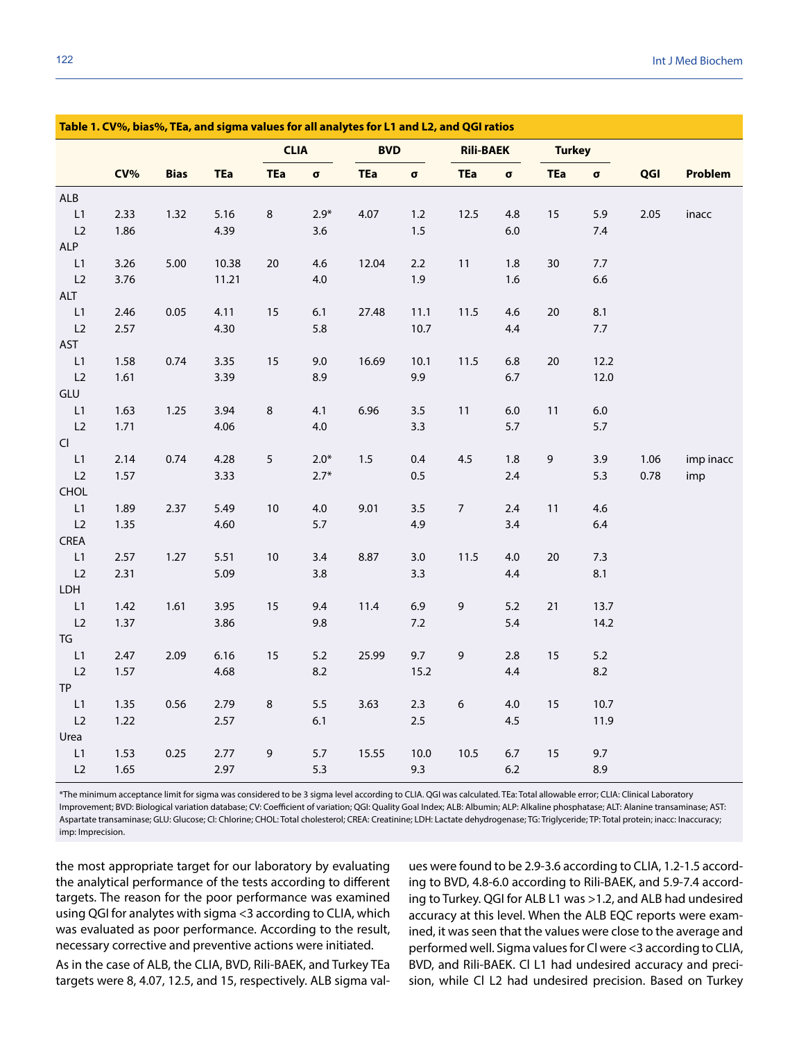**Table 1. CV%, bias%, TEa, and sigma values for all analytes for L1 and L2, and QGI ratios**

| | CV% | Bias | TEa | CLIA | | BVD | | Rili-BAEK | | Turkey | | QGI | Problem |
|---|---|---|---|---|---|---|---|---|---|---|---|---|---|
| | | | | TEa | σ | TEa | σ | TEa | σ | TEa | σ | | |
| ALB | | | | | | | | | | | | | |
| L1 | 2.33 | 1.32 | 5.16 | 8 | 2.9* | 4.07 | 1.2 | 12.5 | 4.8 | 15 | 5.9 | 2.05 | inacc |
| L2 | 1.86 | | 4.39 | | 3.6 | | 1.5 | | 6.0 | | 7.4 | | |
| ALP | | | | | | | | | | | | | |
| L1 | 3.26 | 5.00 | 10.38 | 20 | 4.6 | 12.04 | 2.2 | 11 | 1.8 | 30 | 7.7 | | |
| L2 | 3.76 | | 11.21 | | 4.0 | | 1.9 | | 1.6 | | 6.6 | | |
| ALT | | | | | | | | | | | | | |
| L1 | 2.46 | 0.05 | 4.11 | 15 | 6.1 | 27.48 | 11.1 | 11.5 | 4.6 | 20 | 8.1 | | |
| L2 | 2.57 | | 4.30 | | 5.8 | | 10.7 | | 4.4 | | 7.7 | | |
| AST | | | | | | | | | | | | | |
| L1 | 1.58 | 0.74 | 3.35 | 15 | 9.0 | 16.69 | 10.1 | 11.5 | 6.8 | 20 | 12.2 | | |
| L2 | 1.61 | | 3.39 | | 8.9 | | 9.9 | | 6.7 | | 12.0 | | |
| GLU | | | | | | | | | | | | | |
| L1 | 1.63 | 1.25 | 3.94 | 8 | 4.1 | 6.96 | 3.5 | 11 | 6.0 | 11 | 6.0 | | |
| L2 | 1.71 | | 4.06 | | 4.0 | | 3.3 | | 5.7 | | 5.7 | | |
| Cl | | | | | | | | | | | | | |
| L1 | 2.14 | 0.74 | 4.28 | 5 | 2.0* | 1.5 | 0.4 | 4.5 | 1.8 | 9 | 3.9 | 1.06 | imp inacc |
| L2 | 1.57 | | 3.33 | | 2.7* | | 0.5 | | 2.4 | | 5.3 | 0.78 | imp |
| CHOL | | | | | | | | | | | | | |
| L1 | 1.89 | 2.37 | 5.49 | 10 | 4.0 | 9.01 | 3.5 | 7 | 2.4 | 11 | 4.6 | | |
| L2 | 1.35 | | 4.60 | | 5.7 | | 4.9 | | 3.4 | | 6.4 | | |
| CREA | | | | | | | | | | | | | |
| L1 | 2.57 | 1.27 | 5.51 | 10 | 3.4 | 8.87 | 3.0 | 11.5 | 4.0 | 20 | 7.3 | | |
| L2 | 2.31 | | 5.09 | | 3.8 | | 3.3 | | 4.4 | | 8.1 | | |
| LDH | | | | | | | | | | | | | |
| L1 | 1.42 | 1.61 | 3.95 | 15 | 9.4 | 11.4 | 6.9 | 9 | 5.2 | 21 | 13.7 | | |
| L2 | 1.37 | | 3.86 | | 9.8 | | 7.2 | | 5.4 | | 14.2 | | |
| TG | | | | | | | | | | | | | |
| L1 | 2.47 | 2.09 | 6.16 | 15 | 5.2 | 25.99 | 9.7 | 9 | 2.8 | 15 | 5.2 | | |
| L2 | 1.57 | | 4.68 | | 8.2 | | 15.2 | | 4.4 | | 8.2 | | |
| TP | | | | | | | | | | | | | |
| L1 | 1.35 | 0.56 | 2.79 | 8 | 5.5 | 3.63 | 2.3 | 6 | 4.0 | 15 | 10.7 | | |
| L2 | 1.22 | | 2.57 | | 6.1 | | 2.5 | | 4.5 | | 11.9 | | |
| Urea | | | | | | | | | | | | | |
| L1 | 1.53 | 0.25 | 2.77 | 9 | 5.7 | 15.55 | 10.0 | 10.5 | 6.7 | 15 | 9.7 | | |
| L2 | 1.65 | | 2.97 | | 5.3 | | 9.3 | | 6.2 | | 8.9 | | |

*The minimum acceptance limit for sigma was considered to be 3 sigma level according to CLIA. QGI was calculated. TEa: Total allowable error; CLIA: Clinical Laboratory Improvement; BVD: Biological variation database; CV: Coefficient of variation; QGI: Quality Goal Index; ALB: Albumin; ALP: Alkaline phosphatase; ALT: Alanine transaminase; AST: Aspartate transaminase; GLU: Glucose; Cl: Chlorine; CHOL: Total cholesterol; CREA: Creatinine; LDH: Lactate dehydrogenase; TG: Triglyceride; TP: Total protein; inacc: Inaccuracy; imp: Imprecision.

the most appropriate target for our laboratory by evaluating the analytical performance of the tests according to different targets. The reason for the poor performance was examined using QGI for analytes with sigma <3 according to CLIA, which was evaluated as poor performance. According to the result, necessary corrective and preventive actions were initiated.

As in the case of ALB, the CLIA, BVD, Rili-BAEK, and Turkey TEa targets were 8, 4.07, 12.5, and 15, respectively. ALB sigma values were found to be 2.9-3.6 according to CLIA, 1.2-1.5 according to BVD, 4.8-6.0 according to Rili-BAEK, and 5.9-7.4 according to Turkey. QGI for ALB L1 was >1.2, and ALB had undesired accuracy at this level. When the ALB EQC reports were examined, it was seen that the values were close to the average and performed well. Sigma values for Cl were <3 according to CLIA, BVD, and Rili-BAEK. Cl L1 had undesired accuracy and precision, while Cl L2 had undesired precision. Based on Turkey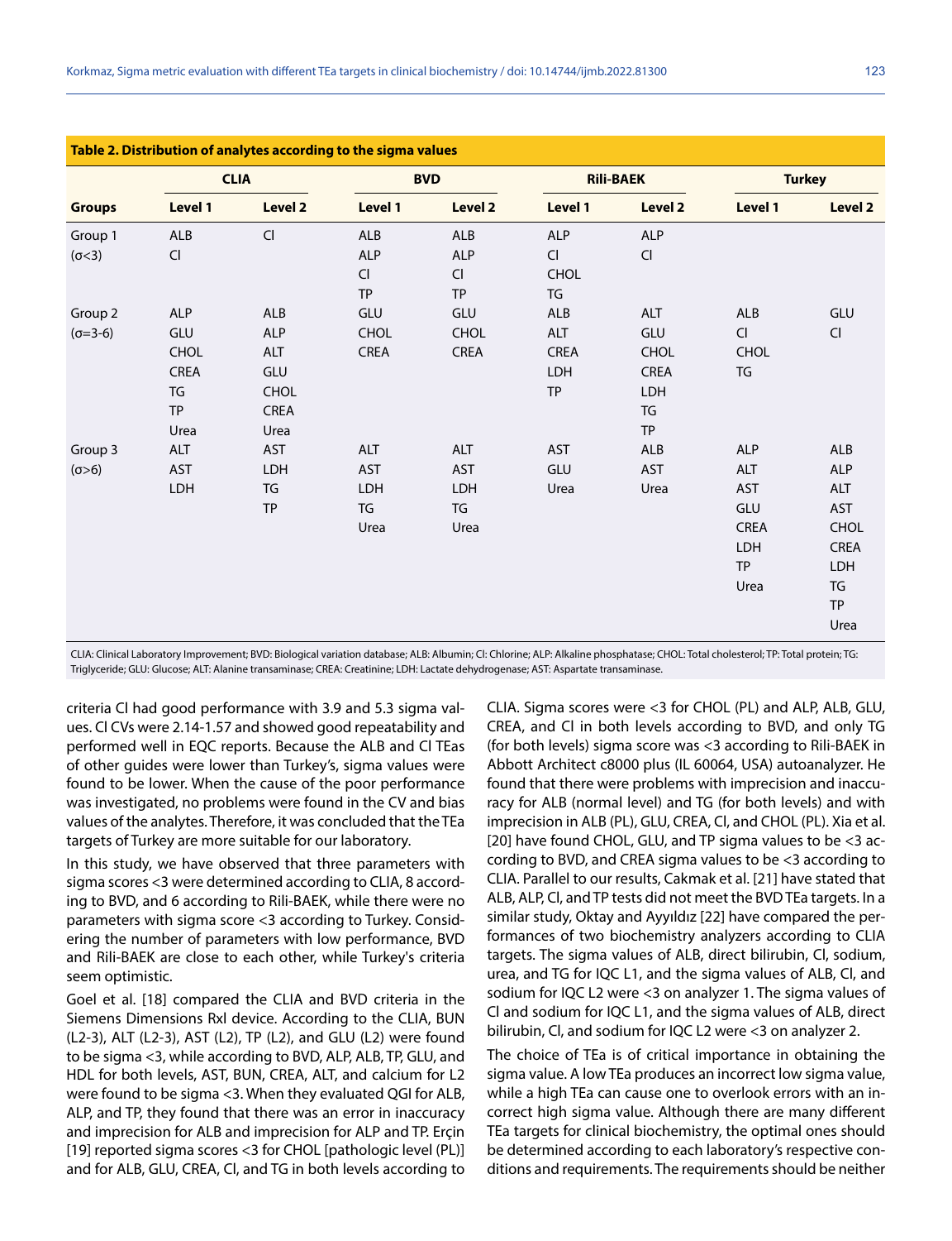**Table 2. Distribution of analytes according to the sigma values**

| Groups | CLIA | | BVD | | Rili-BAEK | | Turkey | |
|---|---|---|---|---|---|---|---|---|
| | Level 1 | Level 2 | Level 1 | Level 2 | Level 1 | Level 2 | Level 1 | Level 2 |
| Group 1 (σ<3) | ALB<br>Cl | Cl | ALB<br>ALP<br>Cl<br>TP | ALB<br>ALP<br>Cl<br>TP | ALP<br>Cl<br>CHOL<br>TG | ALP<br>Cl | | |
| Group 2 (σ=3-6) | ALP<br>GLU<br>CHOL<br>CREA<br>TG<br>TP<br>Urea | ALB<br>ALP<br>ALT<br>GLU<br>CHOL<br>CREA<br>Urea | GLU<br>CHOL<br>CREA | GLU<br>CHOL<br>CREA | ALB<br>ALT<br>CREA<br>LDH<br>TP | ALT<br>GLU<br>CHOL<br>CREA<br>LDH<br>TG<br>TP | ALB<br>Cl<br>CHOL<br>TG | GLU<br>Cl |
| Group 3 (σ>6) | ALT<br>AST<br>LDH | AST<br>LDH<br>TG<br>TP | ALT<br>AST<br>LDH<br>TG<br>Urea | ALT<br>AST<br>LDH<br>TG<br>Urea | AST<br>GLU<br>Urea | ALB<br>AST<br>Urea | ALP<br>ALT<br>AST<br>GLU<br>CREA<br>LDH<br>TP<br>Urea | ALB<br>ALP<br>ALT<br>AST<br>CHOL<br>CREA<br>LDH<br>TG<br>TP<br>Urea |

CLIA: Clinical Laboratory Improvement; BVD: Biological variation database; ALB: Albumin; Cl: Chlorine; ALP: Alkaline phosphatase; CHOL: Total cholesterol; TP: Total protein; TG: Triglyceride; GLU: Glucose; ALT: Alanine transaminase; CREA: Creatinine; LDH: Lactate dehydrogenase; AST: Aspartate transaminase.

criteria Cl had good performance with 3.9 and 5.3 sigma values. Cl CVs were 2.14-1.57 and showed good repeatability and performed well in EQC reports. Because the ALB and Cl TEas of other guides were lower than Turkey's, sigma values were found to be lower. When the cause of the poor performance was investigated, no problems were found in the CV and bias values of the analytes. Therefore, it was concluded that the TEa targets of Turkey are more suitable for our laboratory.

In this study, we have observed that three parameters with sigma scores <3 were determined according to CLIA, 8 according to BVD, and 6 according to Rili-BAEK, while there were no parameters with sigma score <3 according to Turkey. Considering the number of parameters with low performance, BVD and Rili-BAEK are close to each other, while Turkey's criteria seem optimistic.

Goel et al. [18] compared the CLIA and BVD criteria in the Siemens Dimensions Rxl device. According to the CLIA, BUN (L2-3), ALT (L2-3), AST (L2), TP (L2), and GLU (L2) were found to be sigma <3, while according to BVD, ALP, ALB, TP, GLU, and HDL for both levels, AST, BUN, CREA, ALT, and calcium for L2 were found to be sigma <3. When they evaluated QGI for ALB, ALP, and TP, they found that there was an error in inaccuracy and imprecision for ALB and imprecision for ALP and TP. Erçin [19] reported sigma scores <3 for CHOL [pathologic level (PL)] and for ALB, GLU, CREA, Cl, and TG in both levels according to CLIA. Sigma scores were <3 for CHOL (PL) and ALP, ALB, GLU, CREA, and Cl in both levels according to BVD, and only TG (for both levels) sigma score was <3 according to Rili-BAEK in Abbott Architect c8000 plus (IL 60064, USA) autoanalyzer. He found that there were problems with imprecision and inaccuracy for ALB (normal level) and TG (for both levels) and with imprecision in ALB (PL), GLU, CREA, Cl, and CHOL (PL). Xia et al. [20] have found CHOL, GLU, and TP sigma values to be <3 according to BVD, and CREA sigma values to be <3 according to CLIA. Parallel to our results, Cakmak et al. [21] have stated that ALB, ALP, Cl, and TP tests did not meet the BVD TEa targets. In a similar study, Oktay and Ayyıldız [22] have compared the performances of two biochemistry analyzers according to CLIA targets. The sigma values of ALB, direct bilirubin, Cl, sodium, urea, and TG for IQC L1, and the sigma values of ALB, Cl, and sodium for IQC L2 were <3 on analyzer 1. The sigma values of Cl and sodium for IQC L1, and the sigma values of ALB, direct bilirubin, Cl, and sodium for IQC L2 were <3 on analyzer 2.

The choice of TEa is of critical importance in obtaining the sigma value. A low TEa produces an incorrect low sigma value, while a high TEa can cause one to overlook errors with an incorrect high sigma value. Although there are many different TEa targets for clinical biochemistry, the optimal ones should be determined according to each laboratory's respective conditions and requirements. The requirements should be neither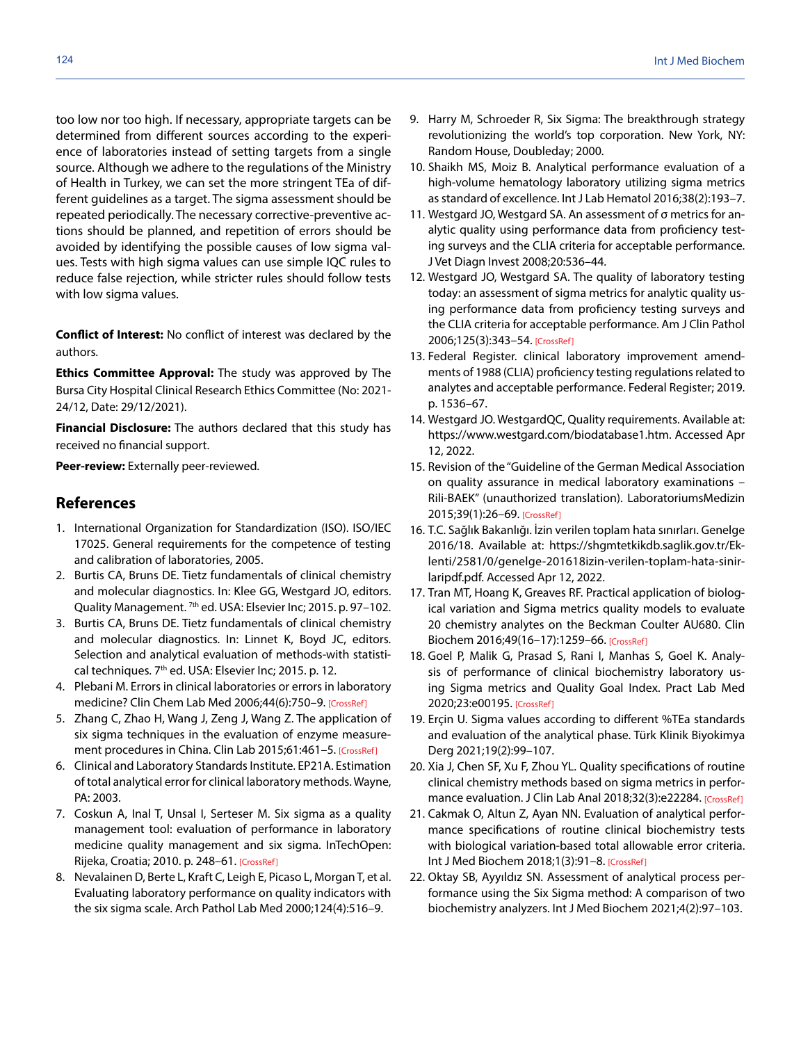too low nor too high. If necessary, appropriate targets can be determined from different sources according to the experience of laboratories instead of setting targets from a single source. Although we adhere to the regulations of the Ministry of Health in Turkey, we can set the more stringent TEa of different guidelines as a target. The sigma assessment should be repeated periodically. The necessary corrective-preventive actions should be planned, and repetition of errors should be avoided by identifying the possible causes of low sigma values. Tests with high sigma values can use simple IQC rules to reduce false rejection, while stricter rules should follow tests with low sigma values.

**Conflict of Interest:** No conflict of interest was declared by the authors.

**Ethics Committee Approval:** The study was approved by The Bursa City Hospital Clinical Research Ethics Committee (No: 2021-24/12, Date: 29/12/2021).

**Financial Disclosure:** The authors declared that this study has received no financial support.

**Peer-review:** Externally peer-reviewed.

## References

1. International Organization for Standardization (ISO). ISO/IEC 17025. General requirements for the competence of testing and calibration of laboratories, 2005.
2. Burtis CA, Bruns DE. Tietz fundamentals of clinical chemistry and molecular diagnostics. In: Klee GG, Westgard JO, editors. Quality Management. 7th ed. USA: Elsevier Inc; 2015. p. 97–102.
3. Burtis CA, Bruns DE. Tietz fundamentals of clinical chemistry and molecular diagnostics. In: Linnet K, Boyd JC, editors. Selection and analytical evaluation of methods-with statistical techniques. 7th ed. USA: Elsevier Inc; 2015. p. 12.
4. Plebani M. Errors in clinical laboratories or errors in laboratory medicine? Clin Chem Lab Med 2006;44(6):750–9. [CrossRef]
5. Zhang C, Zhao H, Wang J, Zeng J, Wang Z. The application of six sigma techniques in the evaluation of enzyme measurement procedures in China. Clin Lab 2015;61:461–5. [CrossRef]
6. Clinical and Laboratory Standards Institute. EP21A. Estimation of total analytical error for clinical laboratory methods. Wayne, PA: 2003.
7. Coskun A, Inal T, Unsal I, Serteser M. Six sigma as a quality management tool: evaluation of performance in laboratory medicine quality management and six sigma. InTechOpen: Rijeka, Croatia; 2010. p. 248–61. [CrossRef]
8. Nevalainen D, Berte L, Kraft C, Leigh E, Picaso L, Morgan T, et al. Evaluating laboratory performance on quality indicators with the six sigma scale. Arch Pathol Lab Med 2000;124(4):516–9.
9. Harry M, Schroeder R, Six Sigma: The breakthrough strategy revolutionizing the world's top corporation. New York, NY: Random House, Doubleday; 2000.
10. Shaikh MS, Moiz B. Analytical performance evaluation of a high-volume hematology laboratory utilizing sigma metrics as standard of excellence. Int J Lab Hematol 2016;38(2):193–7.
11. Westgard JO, Westgard SA. An assessment of σ metrics for analytic quality using performance data from proficiency testing surveys and the CLIA criteria for acceptable performance. J Vet Diagn Invest 2008;20:536–44.
12. Westgard JO, Westgard SA. The quality of laboratory testing today: an assessment of sigma metrics for analytic quality using performance data from proficiency testing surveys and the CLIA criteria for acceptable performance. Am J Clin Pathol 2006;125(3):343–54. [CrossRef]
13. Federal Register. clinical laboratory improvement amendments of 1988 (CLIA) proficiency testing regulations related to analytes and acceptable performance. Federal Register; 2019. p. 1536–67.
14. Westgard JO. WestgardQC, Quality requirements. Available at: https://www.westgard.com/biodatabase1.htm. Accessed Apr 12, 2022.
15. Revision of the "Guideline of the German Medical Association on quality assurance in medical laboratory examinations – Rili-BAEK" (unauthorized translation). LaboratoriumsMedizin 2015;39(1):26–69. [CrossRef]
16. T.C. Sağlık Bakanlığı. İzin verilen toplam hata sınırları. Genelge 2016/18. Available at: https://shgmtetkikdb.saglik.gov.tr/Eklenti/2581/0/genelge-201618izin-verilen-toplam-hata-sinirlaripdf.pdf. Accessed Apr 12, 2022.
17. Tran MT, Hoang K, Greaves RF. Practical application of biological variation and Sigma metrics quality models to evaluate 20 chemistry analytes on the Beckman Coulter AU680. Clin Biochem 2016;49(16–17):1259–66. [CrossRef]
18. Goel P, Malik G, Prasad S, Rani I, Manhas S, Goel K. Analysis of performance of clinical biochemistry laboratory using Sigma metrics and Quality Goal Index. Pract Lab Med 2020;23:e00195. [CrossRef]
19. Erçin U. Sigma values according to different %TEa standards and evaluation of the analytical phase. Türk Klinik Biyokimya Derg 2021;19(2):99–107.
20. Xia J, Chen SF, Xu F, Zhou YL. Quality specifications of routine clinical chemistry methods based on sigma metrics in performance evaluation. J Clin Lab Anal 2018;32(3):e22284. [CrossRef]
21. Cakmak O, Altun Z, Ayan NN. Evaluation of analytical performance specifications of routine clinical biochemistry tests with biological variation-based total allowable error criteria. Int J Med Biochem 2018;1(3):91–8. [CrossRef]
22. Oktay SB, Ayyıldız SN. Assessment of analytical process performance using the Six Sigma method: A comparison of two biochemistry analyzers. Int J Med Biochem 2021;4(2):97–103.